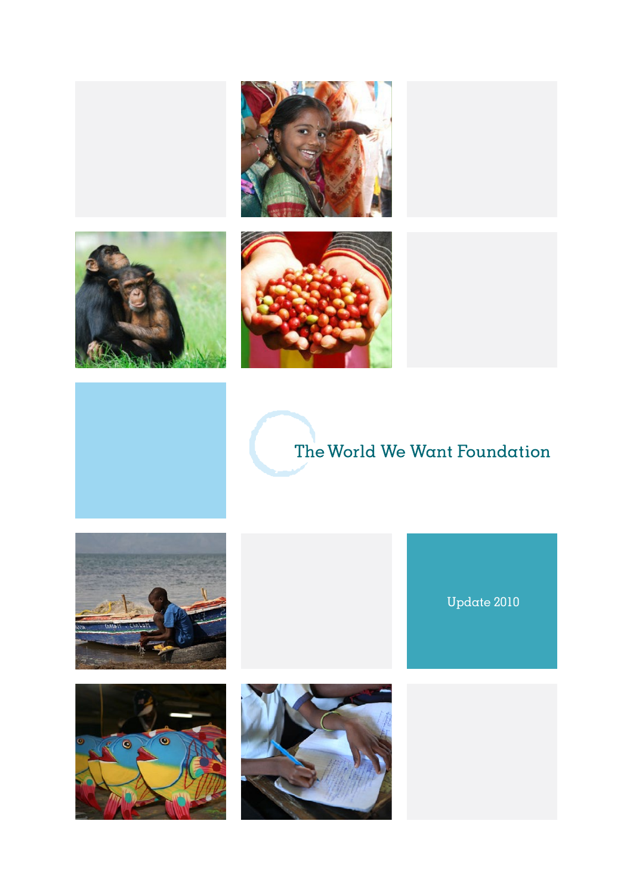# The World We Want Foundation

Update 2010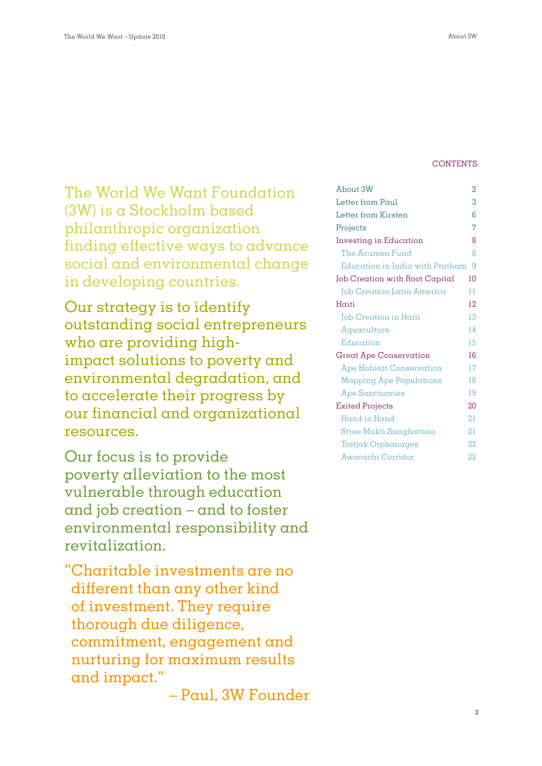The World We Want Foundation (3W) is a Stockholm based philanthropic organization finding effective ways to advance social and environmental change in developing countries.

Our strategy is to identify outstanding social entrepreneurs who are providing high-impact solutions to poverty and environmental degradation, and to accelerate their progress by our financial and organizational resources.

Our focus is to provide poverty alleviation to the most vulnerable through education and job creation – and to foster environmental responsibility and revitalization.

"Charitable investments are no different than any other kind of investment. They require thorough due diligence, commitment, engagement and nurturing for maximum results and impact."

– Paul, 3W Founder

## CONTENTS

| | |
|---|---|
| About 3W | 2 |
| Letter from Paul | 3 |
| Letter from Kirsten | 6 |
| Projects | 7 |
| Investing in Education | 8 |
| The Acumen Fund | 8 |
| Education in India with Pratham | 9 |
| Job Creation with Root Capital | 10 |
| Job Creation Latin America | 11 |
| Haiti | 12 |
| Job Creation in Haiti | 13 |
| Aquaculture | 14 |
| Education | 15 |
| Great Ape Conservation | 16 |
| Ape Habitat Conservation | 17 |
| Mapping Ape Populations | 18 |
| Ape Sanctuaries | 19 |
| Exited Projects | 20 |
| Hand in Hand | 21 |
| Stree Mukti Sanghatana | 21 |
| Tretjak Orphanages | 22 |
| Awacachi Corridor | 22 |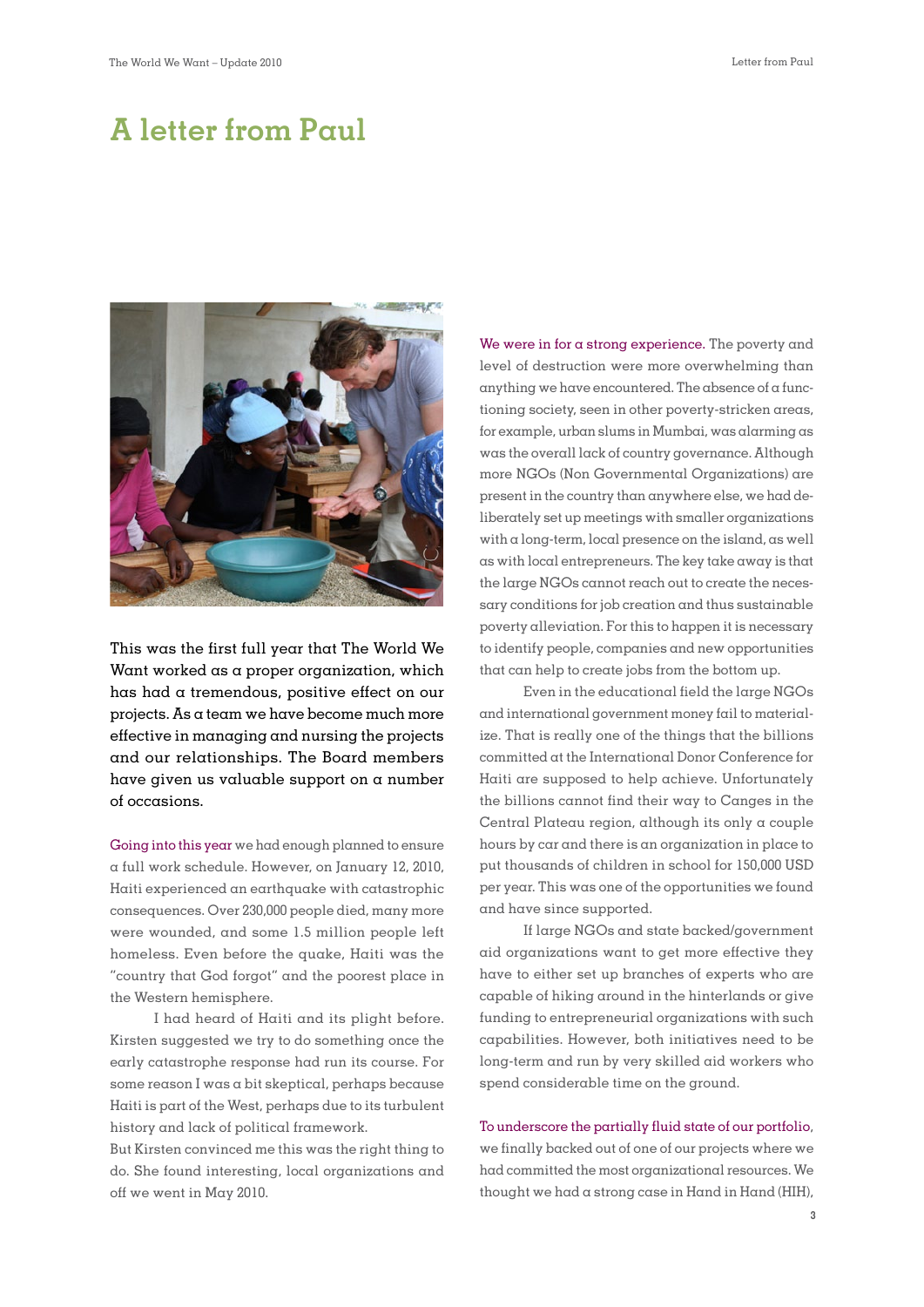# A letter from Paul

This was the first full year that The World We Want worked as a proper organization, which has had a tremendous, positive effect on our projects. As a team we have become much more effective in managing and nursing the projects and our relationships. The Board members have given us valuable support on a number of occasions.

Going into this year we had enough planned to ensure a full work schedule. However, on January 12, 2010, Haiti experienced an earthquake with catastrophic consequences. Over 230,000 people died, many more were wounded, and some 1.5 million people left homeless. Even before the quake, Haiti was the "country that God forgot" and the poorest place in the Western hemisphere.

I had heard of Haiti and its plight before. Kirsten suggested we try to do something once the early catastrophe response had run its course. For some reason I was a bit skeptical, perhaps because Haiti is part of the West, perhaps due to its turbulent history and lack of political framework.
But Kirsten convinced me this was the right thing to do. She found interesting, local organizations and off we went in May 2010.

We were in for a strong experience. The poverty and level of destruction were more overwhelming than anything we have encountered. The absence of a functioning society, seen in other poverty-stricken areas, for example, urban slums in Mumbai, was alarming as was the overall lack of country governance. Although more NGOs (Non Governmental Organizations) are present in the country than anywhere else, we had deliberately set up meetings with smaller organizations with a long-term, local presence on the island, as well as with local entrepreneurs. The key take away is that the large NGOs cannot reach out to create the necessary conditions for job creation and thus sustainable poverty alleviation. For this to happen it is necessary to identify people, companies and new opportunities that can help to create jobs from the bottom up.

Even in the educational field the large NGOs and international government money fail to materialize. That is really one of the things that the billions committed at the International Donor Conference for Haiti are supposed to help achieve. Unfortunately the billions cannot find their way to Canges in the Central Plateau region, although its only a couple hours by car and there is an organization in place to put thousands of children in school for 150,000 USD per year. This was one of the opportunities we found and have since supported.

If large NGOs and state backed/government aid organizations want to get more effective they have to either set up branches of experts who are capable of hiking around in the hinterlands or give funding to entrepreneurial organizations with such capabilities. However, both initiatives need to be long-term and run by very skilled aid workers who spend considerable time on the ground.

To underscore the partially fluid state of our portfolio, we finally backed out of one of our projects where we had committed the most organizational resources. We thought we had a strong case in Hand in Hand (HIH),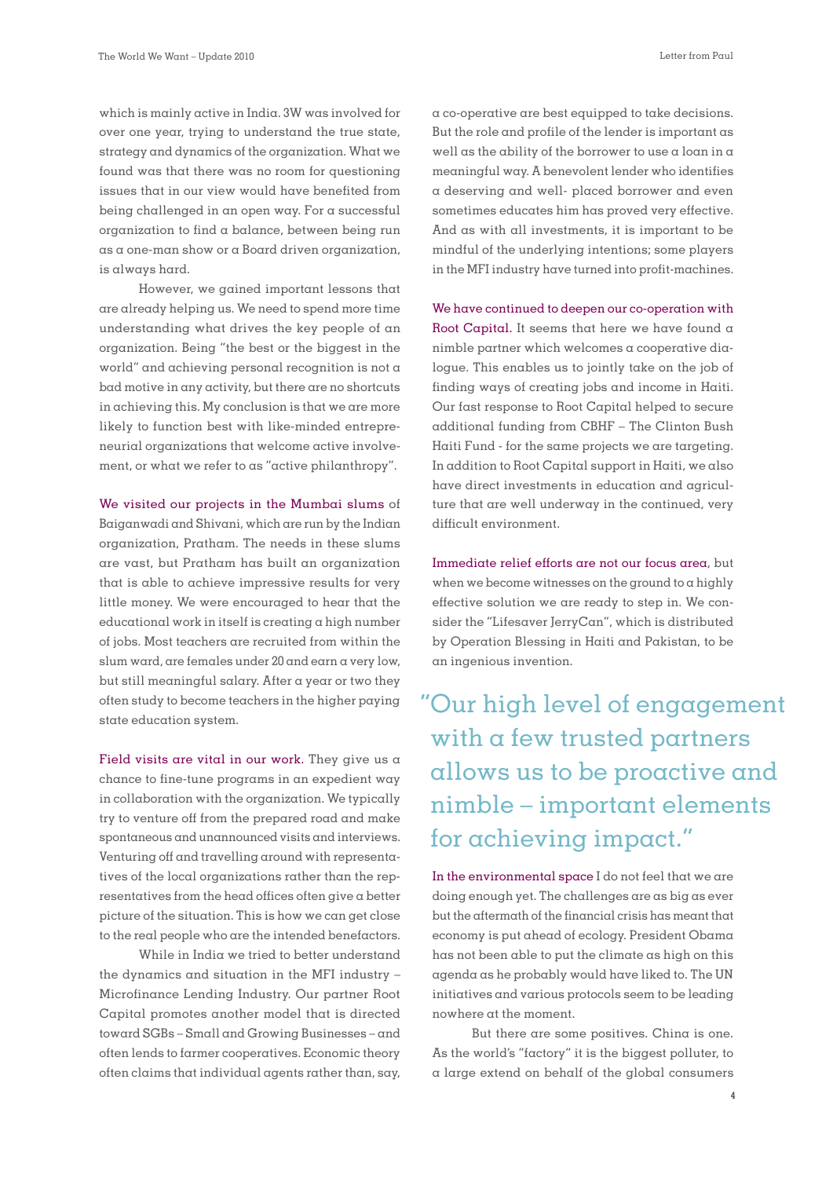which is mainly active in India. 3W was involved for over one year, trying to understand the true state, strategy and dynamics of the organization. What we found was that there was no room for questioning issues that in our view would have benefited from being challenged in an open way. For a successful organization to find a balance, between being run as a one-man show or a Board driven organization, is always hard.

However, we gained important lessons that are already helping us. We need to spend more time understanding what drives the key people of an organization. Being "the best or the biggest in the world" and achieving personal recognition is not a bad motive in any activity, but there are no shortcuts in achieving this. My conclusion is that we are more likely to function best with like-minded entrepreneurial organizations that welcome active involvement, or what we refer to as "active philanthropy".

We visited our projects in the Mumbai slums of Baiganwadi and Shivani, which are run by the Indian organization, Pratham. The needs in these slums are vast, but Pratham has built an organization that is able to achieve impressive results for very little money. We were encouraged to hear that the educational work in itself is creating a high number of jobs. Most teachers are recruited from within the slum ward, are females under 20 and earn a very low, but still meaningful salary. After a year or two they often study to become teachers in the higher paying state education system.

Field visits are vital in our work. They give us a chance to fine-tune programs in an expedient way in collaboration with the organization. We typically try to venture off from the prepared road and make spontaneous and unannounced visits and interviews. Venturing off and travelling around with representatives of the local organizations rather than the representatives from the head offices often give a better picture of the situation. This is how we can get close to the real people who are the intended benefactors.

While in India we tried to better understand the dynamics and situation in the MFI industry – Microfinance Lending Industry. Our partner Root Capital promotes another model that is directed toward SGBs – Small and Growing Businesses – and often lends to farmer cooperatives. Economic theory often claims that individual agents rather than, say, a co-operative are best equipped to take decisions. But the role and profile of the lender is important as well as the ability of the borrower to use a loan in a meaningful way. A benevolent lender who identifies a deserving and well- placed borrower and even sometimes educates him has proved very effective. And as with all investments, it is important to be mindful of the underlying intentions; some players in the MFI industry have turned into profit-machines.

We have continued to deepen our co-operation with Root Capital. It seems that here we have found a nimble partner which welcomes a cooperative dialogue. This enables us to jointly take on the job of finding ways of creating jobs and income in Haiti. Our fast response to Root Capital helped to secure additional funding from CBHF – The Clinton Bush Haiti Fund - for the same projects we are targeting. In addition to Root Capital support in Haiti, we also have direct investments in education and agriculture that are well underway in the continued, very difficult environment.

Immediate relief efforts are not our focus area, but when we become witnesses on the ground to a highly effective solution we are ready to step in. We consider the "Lifesaver JerryCan", which is distributed by Operation Blessing in Haiti and Pakistan, to be an ingenious invention.

> "Our high level of engagement with a few trusted partners allows us to be proactive and nimble – important elements for achieving impact."

In the environmental space I do not feel that we are doing enough yet. The challenges are as big as ever but the aftermath of the financial crisis has meant that economy is put ahead of ecology. President Obama has not been able to put the climate as high on this agenda as he probably would have liked to. The UN initiatives and various protocols seem to be leading nowhere at the moment.

But there are some positives. China is one. As the world's "factory" it is the biggest polluter, to a large extend on behalf of the global consumers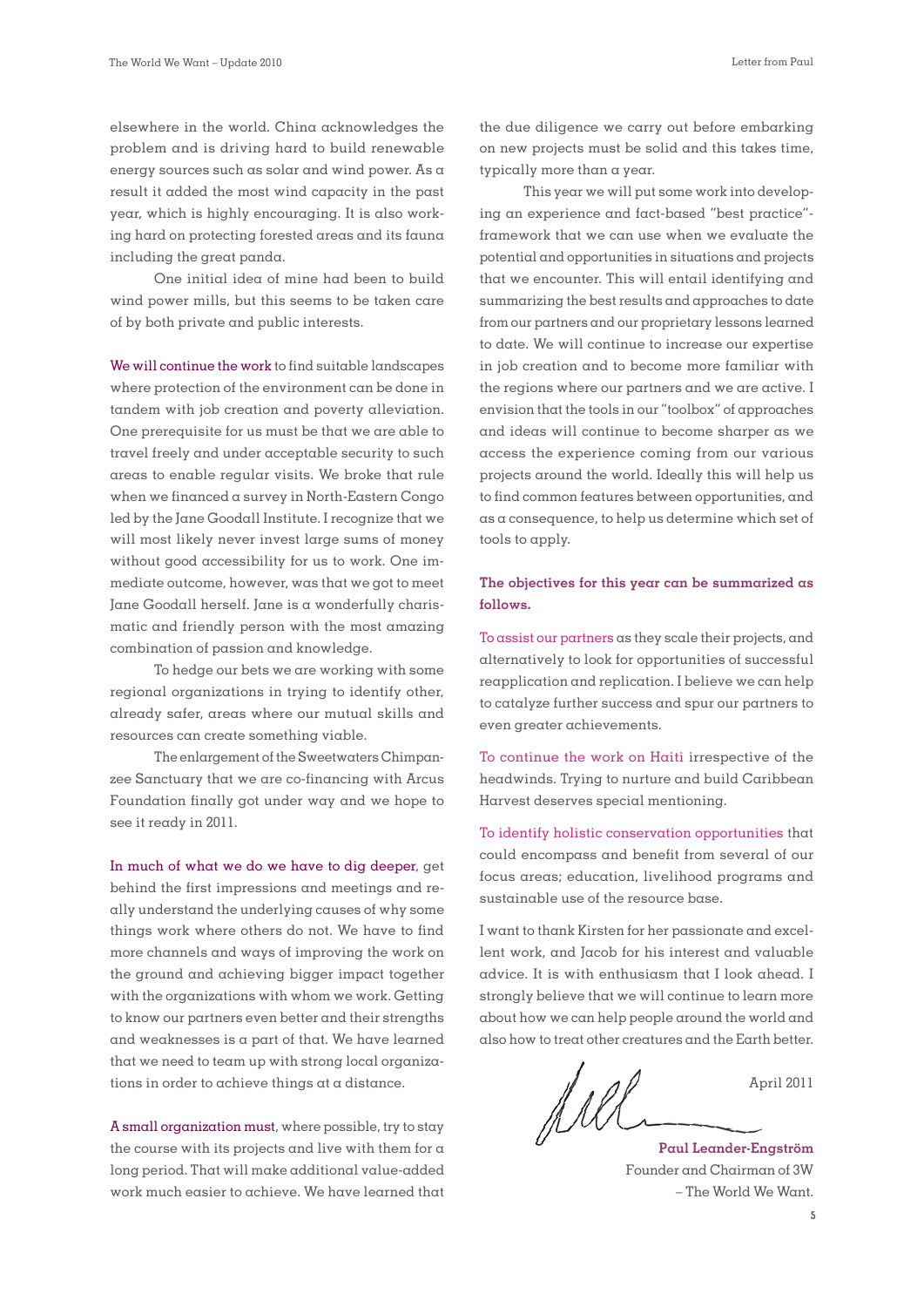elsewhere in the world. China acknowledges the problem and is driving hard to build renewable energy sources such as solar and wind power. As a result it added the most wind capacity in the past year, which is highly encouraging. It is also working hard on protecting forested areas and its fauna including the great panda.

One initial idea of mine had been to build wind power mills, but this seems to be taken care of by both private and public interests.

We will continue the work to find suitable landscapes where protection of the environment can be done in tandem with job creation and poverty alleviation. One prerequisite for us must be that we are able to travel freely and under acceptable security to such areas to enable regular visits. We broke that rule when we financed a survey in North-Eastern Congo led by the Jane Goodall Institute. I recognize that we will most likely never invest large sums of money without good accessibility for us to work. One immediate outcome, however, was that we got to meet Jane Goodall herself. Jane is a wonderfully charismatic and friendly person with the most amazing combination of passion and knowledge.

To hedge our bets we are working with some regional organizations in trying to identify other, already safer, areas where our mutual skills and resources can create something viable.

The enlargement of the Sweetwaters Chimpanzee Sanctuary that we are co-financing with Arcus Foundation finally got under way and we hope to see it ready in 2011.

In much of what we do we have to dig deeper, get behind the first impressions and meetings and really understand the underlying causes of why some things work where others do not. We have to find more channels and ways of improving the work on the ground and achieving bigger impact together with the organizations with whom we work. Getting to know our partners even better and their strengths and weaknesses is a part of that. We have learned that we need to team up with strong local organizations in order to achieve things at a distance.

A small organization must, where possible, try to stay the course with its projects and live with them for a long period. That will make additional value-added work much easier to achieve. We have learned that the due diligence we carry out before embarking on new projects must be solid and this takes time, typically more than a year.

This year we will put some work into developing an experience and fact-based "best practice"-framework that we can use when we evaluate the potential and opportunities in situations and projects that we encounter. This will entail identifying and summarizing the best results and approaches to date from our partners and our proprietary lessons learned to date. We will continue to increase our expertise in job creation and to become more familiar with the regions where our partners and we are active. I envision that the tools in our "toolbox" of approaches and ideas will continue to become sharper as we access the experience coming from our various projects around the world. Ideally this will help us to find common features between opportunities, and as a consequence, to help us determine which set of tools to apply.

**The objectives for this year can be summarized as follows.**

To assist our partners as they scale their projects, and alternatively to look for opportunities of successful reapplication and replication. I believe we can help to catalyze further success and spur our partners to even greater achievements.

To continue the work on Haiti irrespective of the headwinds. Trying to nurture and build Caribbean Harvest deserves special mentioning.

To identify holistic conservation opportunities that could encompass and benefit from several of our focus areas; education, livelihood programs and sustainable use of the resource base.

I want to thank Kirsten for her passionate and excellent work, and Jacob for his interest and valuable advice. It is with enthusiasm that I look ahead. I strongly believe that we will continue to learn more about how we can help people around the world and also how to treat other creatures and the Earth better.

April 2011

**Paul Leander-Engström**
Founder and Chairman of 3W
– The World We Want.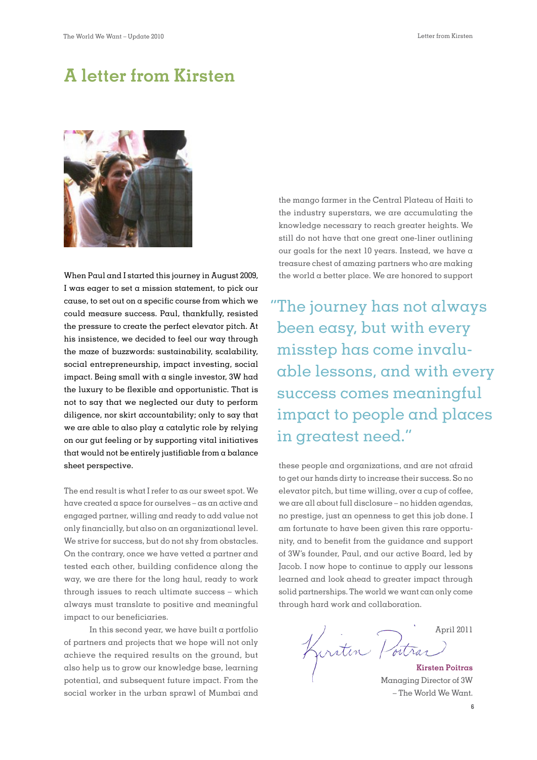# A letter from Kirsten

When Paul and I started this journey in August 2009, I was eager to set a mission statement, to pick our cause, to set out on a specific course from which we could measure success. Paul, thankfully, resisted the pressure to create the perfect elevator pitch. At his insistence, we decided to feel our way through the maze of buzzwords: sustainability, scalability, social entrepreneurship, impact investing, social impact. Being small with a single investor, 3W had the luxury to be flexible and opportunistic. That is not to say that we neglected our duty to perform diligence, nor skirt accountability; only to say that we are able to also play a catalytic role by relying on our gut feeling or by supporting vital initiatives that would not be entirely justifiable from a balance sheet perspective.

The end result is what I refer to as our sweet spot. We have created a space for ourselves – as an active and engaged partner, willing and ready to add value not only financially, but also on an organizational level. We strive for success, but do not shy from obstacles. On the contrary, once we have vetted a partner and tested each other, building confidence along the way, we are there for the long haul, ready to work through issues to reach ultimate success – which always must translate to positive and meaningful impact to our beneficiaries.

In this second year, we have built a portfolio of partners and projects that we hope will not only achieve the required results on the ground, but also help us to grow our knowledge base, learning potential, and subsequent future impact. From the social worker in the urban sprawl of Mumbai and the mango farmer in the Central Plateau of Haiti to the industry superstars, we are accumulating the knowledge necessary to reach greater heights. We still do not have that one great one-liner outlining our goals for the next 10 years. Instead, we have a treasure chest of amazing partners who are making the world a better place. We are honored to support these people and organizations, and are not afraid to get our hands dirty to increase their success. So no elevator pitch, but time willing, over a cup of coffee, we are all about full disclosure – no hidden agendas, no prestige, just an openness to get this job done. I am fortunate to have been given this rare opportunity, and to benefit from the guidance and support of 3W's founder, Paul, and our active Board, led by Jacob. I now hope to continue to apply our lessons learned and look ahead to greater impact through solid partnerships. The world we want can only come through hard work and collaboration.

> "The journey has not always been easy, but with every misstep has come invaluable lessons, and with every success comes meaningful impact to people and places in greatest need."

April 2011

**Kirsten Poitras**
Managing Director of 3W
– The World We Want.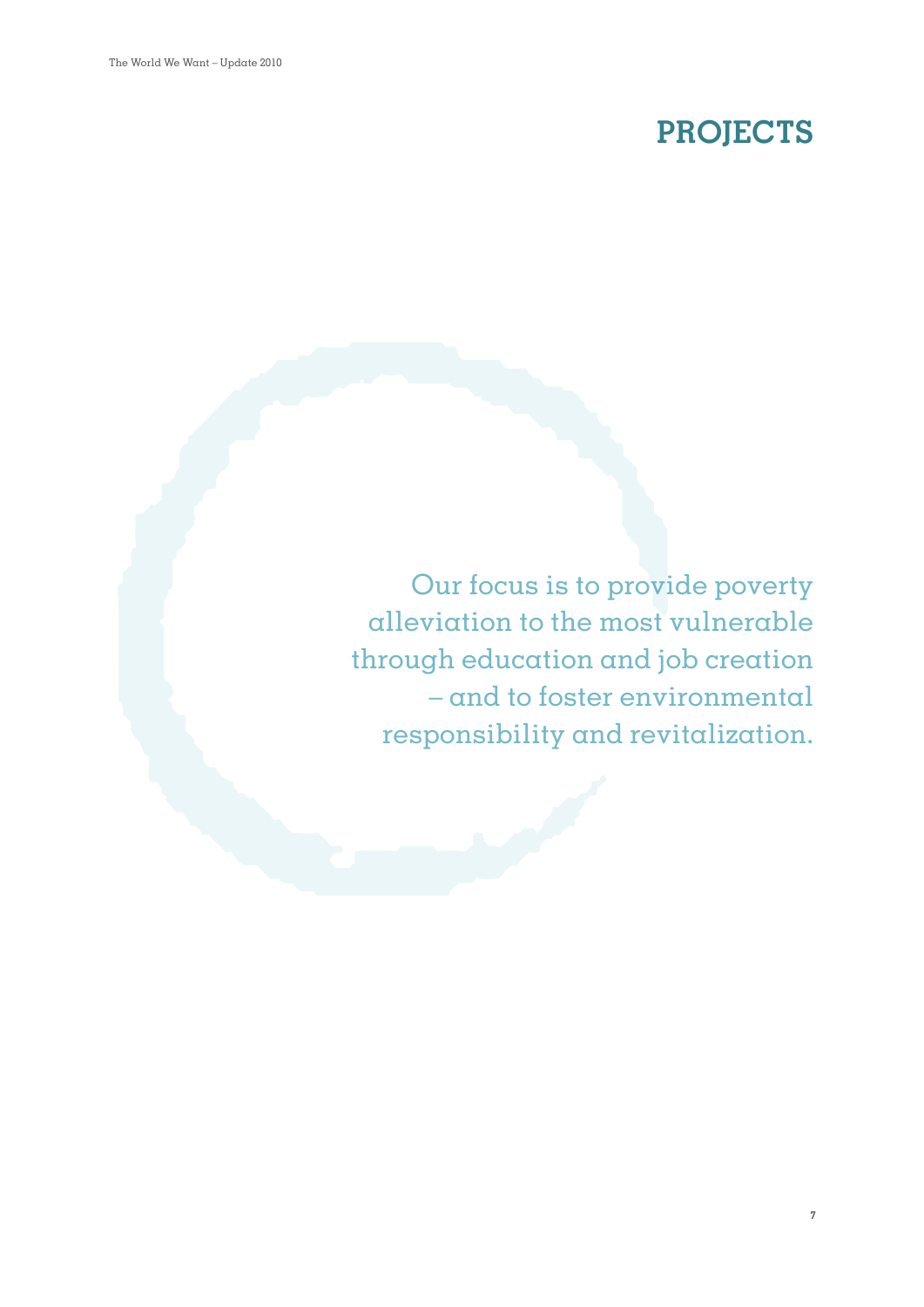# PROJECTS

Our focus is to provide poverty alleviation to the most vulnerable through education and job creation – and to foster environmental responsibility and revitalization.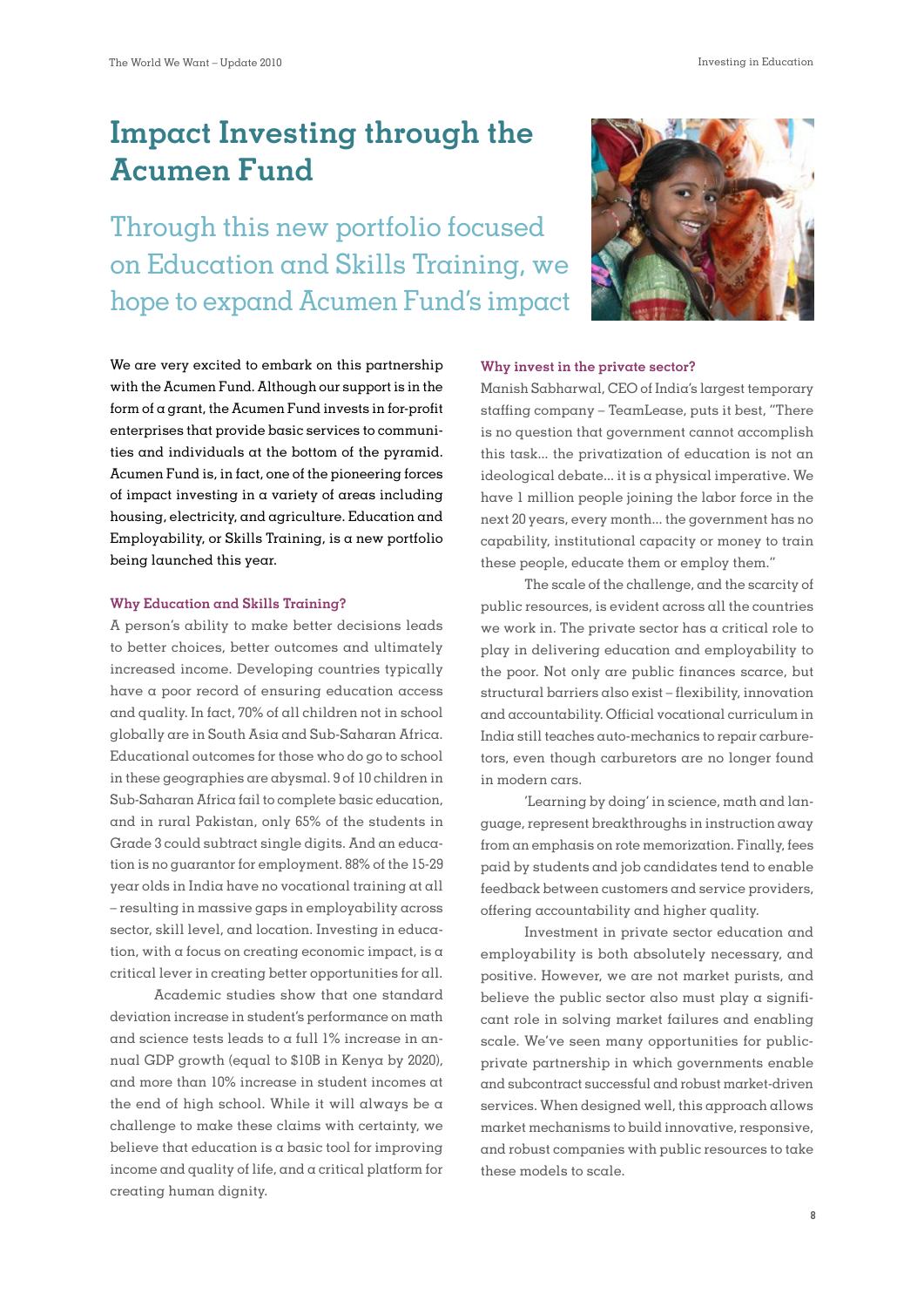# Impact Investing through the Acumen Fund

## Through this new portfolio focused on Education and Skills Training, we hope to expand Acumen Fund's impact

We are very excited to embark on this partnership with the Acumen Fund. Although our support is in the form of a grant, the Acumen Fund invests in for-profit enterprises that provide basic services to communities and individuals at the bottom of the pyramid. Acumen Fund is, in fact, one of the pioneering forces of impact investing in a variety of areas including housing, electricity, and agriculture. Education and Employability, or Skills Training, is a new portfolio being launched this year.

### Why Education and Skills Training?

A person's ability to make better decisions leads to better choices, better outcomes and ultimately increased income. Developing countries typically have a poor record of ensuring education access and quality. In fact, 70% of all children not in school globally are in South Asia and Sub-Saharan Africa. Educational outcomes for those who do go to school in these geographies are abysmal. 9 of 10 children in Sub-Saharan Africa fail to complete basic education, and in rural Pakistan, only 65% of the students in Grade 3 could subtract single digits. And an education is no guarantor for employment. 88% of the 15-29 year olds in India have no vocational training at all – resulting in massive gaps in employability across sector, skill level, and location. Investing in education, with a focus on creating economic impact, is a critical lever in creating better opportunities for all.

Academic studies show that one standard deviation increase in student's performance on math and science tests leads to a full 1% increase in annual GDP growth (equal to $10B in Kenya by 2020), and more than 10% increase in student incomes at the end of high school. While it will always be a challenge to make these claims with certainty, we believe that education is a basic tool for improving income and quality of life, and a critical platform for creating human dignity.

### Why invest in the private sector?

Manish Sabharwal, CEO of India's largest temporary staffing company – TeamLease, puts it best, "There is no question that government cannot accomplish this task... the privatization of education is not an ideological debate... it is a physical imperative. We have 1 million people joining the labor force in the next 20 years, every month... the government has no capability, institutional capacity or money to train these people, educate them or employ them."

The scale of the challenge, and the scarcity of public resources, is evident across all the countries we work in. The private sector has a critical role to play in delivering education and employability to the poor. Not only are public finances scarce, but structural barriers also exist – flexibility, innovation and accountability. Official vocational curriculum in India still teaches auto-mechanics to repair carburetors, even though carburetors are no longer found in modern cars.

'Learning by doing' in science, math and language, represent breakthroughs in instruction away from an emphasis on rote memorization. Finally, fees paid by students and job candidates tend to enable feedback between customers and service providers, offering accountability and higher quality.

Investment in private sector education and employability is both absolutely necessary, and positive. However, we are not market purists, and believe the public sector also must play a significant role in solving market failures and enabling scale. We've seen many opportunities for public-private partnership in which governments enable and subcontract successful and robust market-driven services. When designed well, this approach allows market mechanisms to build innovative, responsive, and robust companies with public resources to take these models to scale.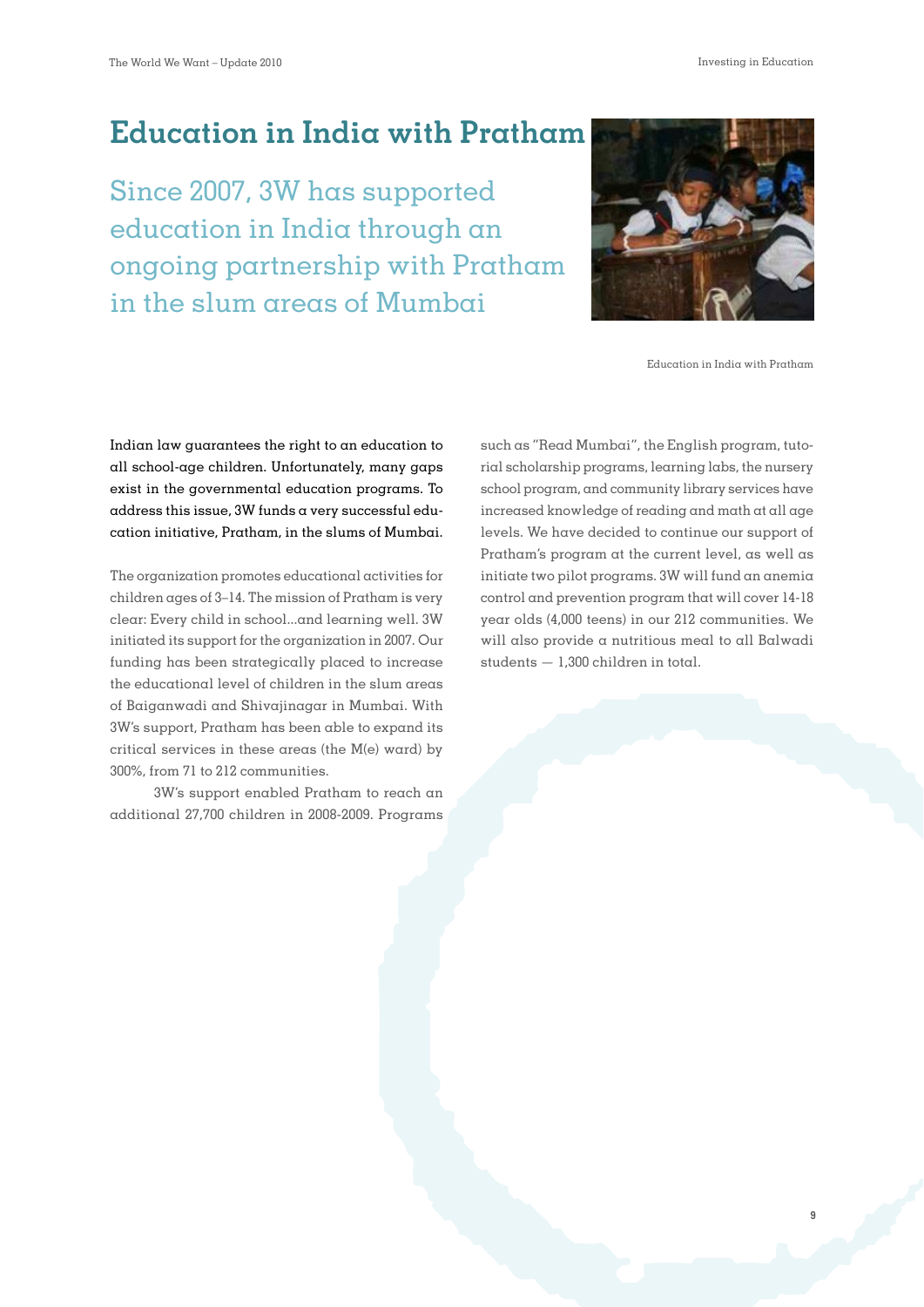# Education in India with Pratham

## Since 2007, 3W has supported education in India through an ongoing partnership with Pratham in the slum areas of Mumbai

Education in India with Pratham

**Indian law guarantees the right to an education to all school-age children. Unfortunately, many gaps exist in the governmental education programs. To address this issue, 3W funds a very successful education initiative, Pratham, in the slums of Mumbai.**

The organization promotes educational activities for children ages of 3–14. The mission of Pratham is very clear: Every child in school…and learning well. 3W initiated its support for the organization in 2007. Our funding has been strategically placed to increase the educational level of children in the slum areas of Baiganwadi and Shivajinagar in Mumbai. With 3W's support, Pratham has been able to expand its critical services in these areas (the M(e) ward) by 300%, from 71 to 212 communities.

3W's support enabled Pratham to reach an additional 27,700 children in 2008-2009. Programs such as "Read Mumbai", the English program, tutorial scholarship programs, learning labs, the nursery school program, and community library services have increased knowledge of reading and math at all age levels. We have decided to continue our support of Pratham's program at the current level, as well as initiate two pilot programs. 3W will fund an anemia control and prevention program that will cover 14-18 year olds (4,000 teens) in our 212 communities. We will also provide a nutritious meal to all Balwadi students — 1,300 children in total.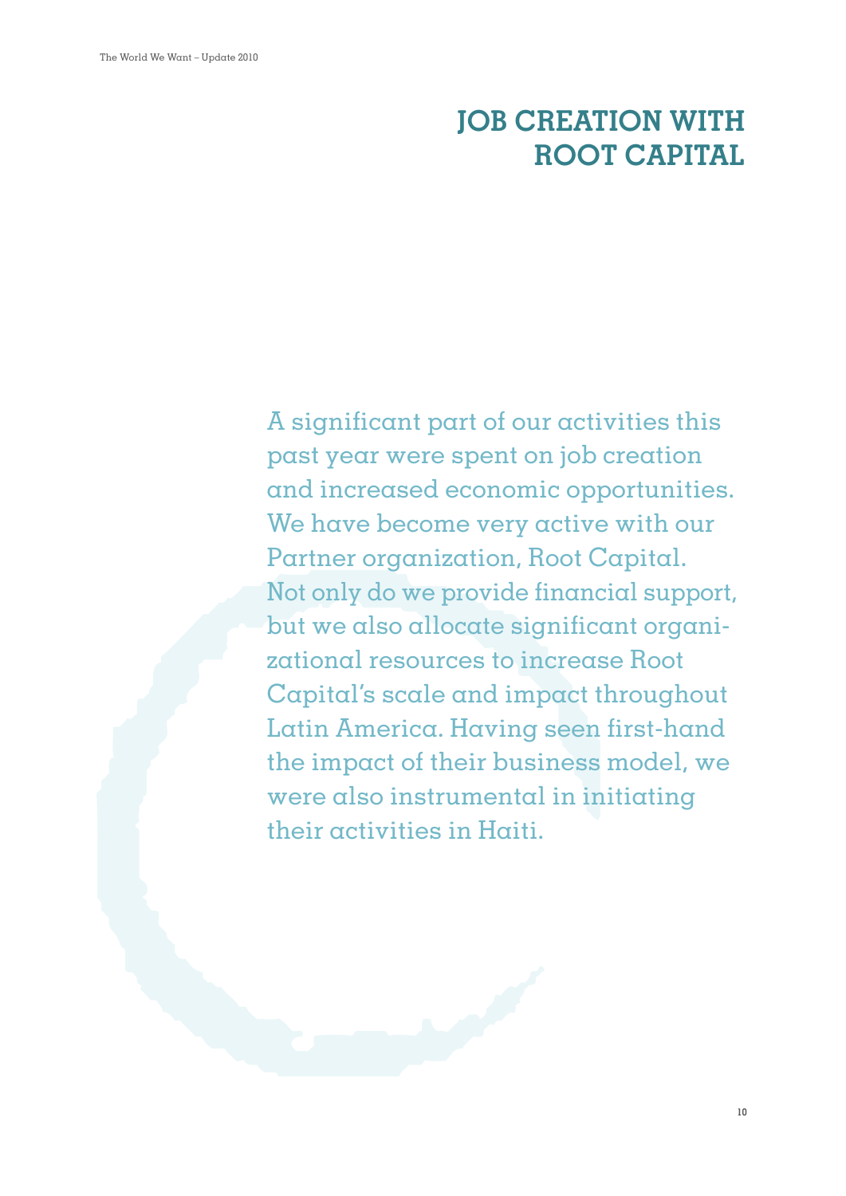# JOB CREATION WITH ROOT CAPITAL

A significant part of our activities this past year were spent on job creation and increased economic opportunities. We have become very active with our Partner organization, Root Capital. Not only do we provide financial support, but we also allocate significant organizational resources to increase Root Capital's scale and impact throughout Latin America. Having seen first-hand the impact of their business model, we were also instrumental in initiating their activities in Haiti.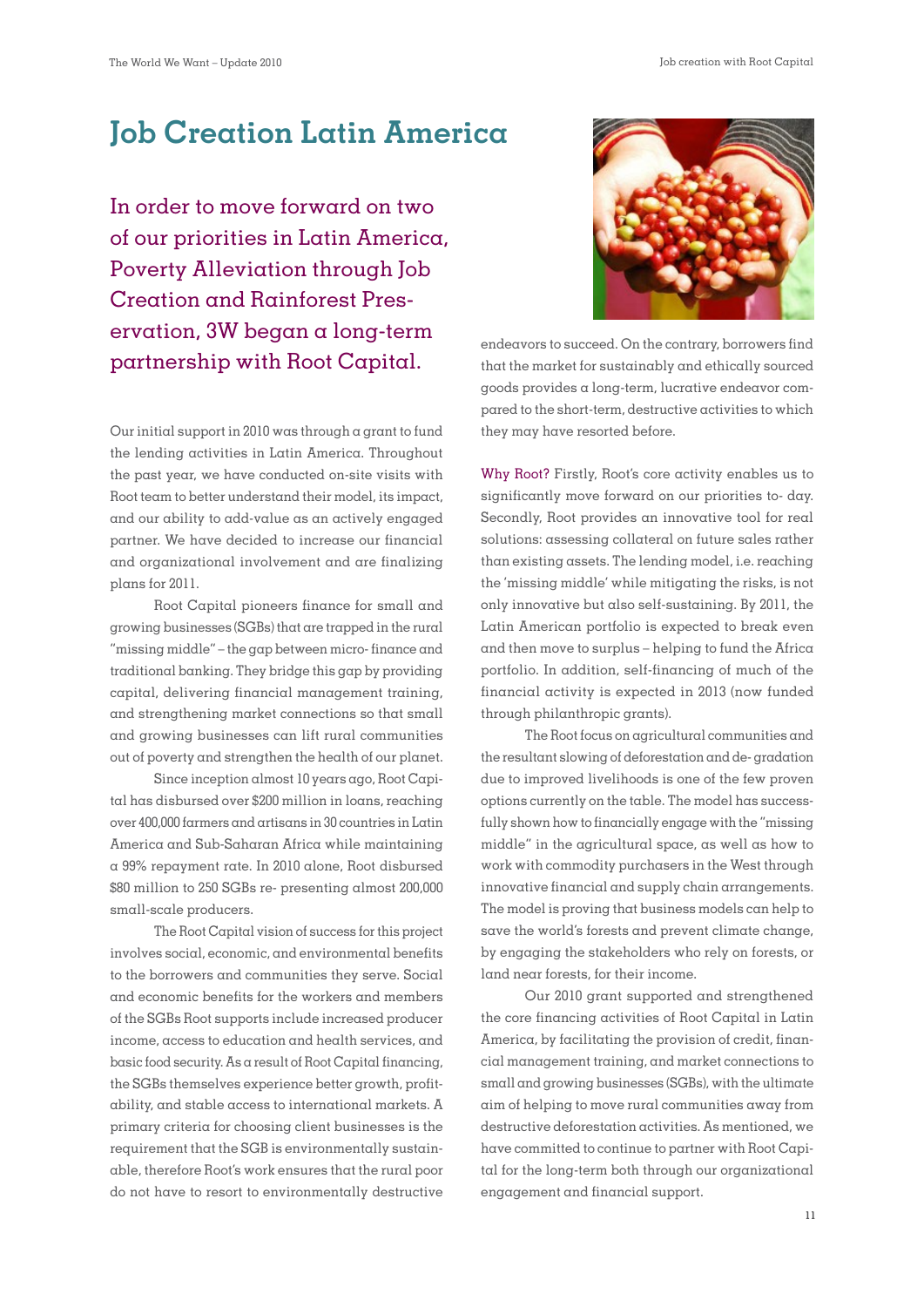# Job Creation Latin America

## In order to move forward on two of our priorities in Latin America, Poverty Alleviation through Job Creation and Rainforest Preservation, 3W began a long-term partnership with Root Capital.

Our initial support in 2010 was through a grant to fund the lending activities in Latin America. Throughout the past year, we have conducted on-site visits with Root team to better understand their model, its impact, and our ability to add-value as an actively engaged partner. We have decided to increase our financial and organizational involvement and are finalizing plans for 2011.

Root Capital pioneers finance for small and growing businesses (SGBs) that are trapped in the rural "missing middle" – the gap between micro- finance and traditional banking. They bridge this gap by providing capital, delivering financial management training, and strengthening market connections so that small and growing businesses can lift rural communities out of poverty and strengthen the health of our planet.

Since inception almost 10 years ago, Root Capital has disbursed over $200 million in loans, reaching over 400,000 farmers and artisans in 30 countries in Latin America and Sub-Saharan Africa while maintaining a 99% repayment rate. In 2010 alone, Root disbursed $80 million to 250 SGBs re- presenting almost 200,000 small-scale producers.

The Root Capital vision of success for this project involves social, economic, and environmental benefits to the borrowers and communities they serve. Social and economic benefits for the workers and members of the SGBs Root supports include increased producer income, access to education and health services, and basic food security. As a result of Root Capital financing, the SGBs themselves experience better growth, profitability, and stable access to international markets. A primary criteria for choosing client businesses is the requirement that the SGB is environmentally sustainable, therefore Root's work ensures that the rural poor do not have to resort to environmentally destructive endeavors to succeed. On the contrary, borrowers find that the market for sustainably and ethically sourced goods provides a long-term, lucrative endeavor compared to the short-term, destructive activities to which they may have resorted before.

**Why Root?** Firstly, Root's core activity enables us to significantly move forward on our priorities to- day. Secondly, Root provides an innovative tool for real solutions: assessing collateral on future sales rather than existing assets. The lending model, i.e. reaching the 'missing middle' while mitigating the risks, is not only innovative but also self-sustaining. By 2011, the Latin American portfolio is expected to break even and then move to surplus – helping to fund the Africa portfolio. In addition, self-financing of much of the financial activity is expected in 2013 (now funded through philanthropic grants).

The Root focus on agricultural communities and the resultant slowing of deforestation and de- gradation due to improved livelihoods is one of the few proven options currently on the table. The model has successfully shown how to financially engage with the "missing middle" in the agricultural space, as well as how to work with commodity purchasers in the West through innovative financial and supply chain arrangements. The model is proving that business models can help to save the world's forests and prevent climate change, by engaging the stakeholders who rely on forests, or land near forests, for their income.

Our 2010 grant supported and strengthened the core financing activities of Root Capital in Latin America, by facilitating the provision of credit, financial management training, and market connections to small and growing businesses (SGBs), with the ultimate aim of helping to move rural communities away from destructive deforestation activities. As mentioned, we have committed to continue to partner with Root Capital for the long-term both through our organizational engagement and financial support.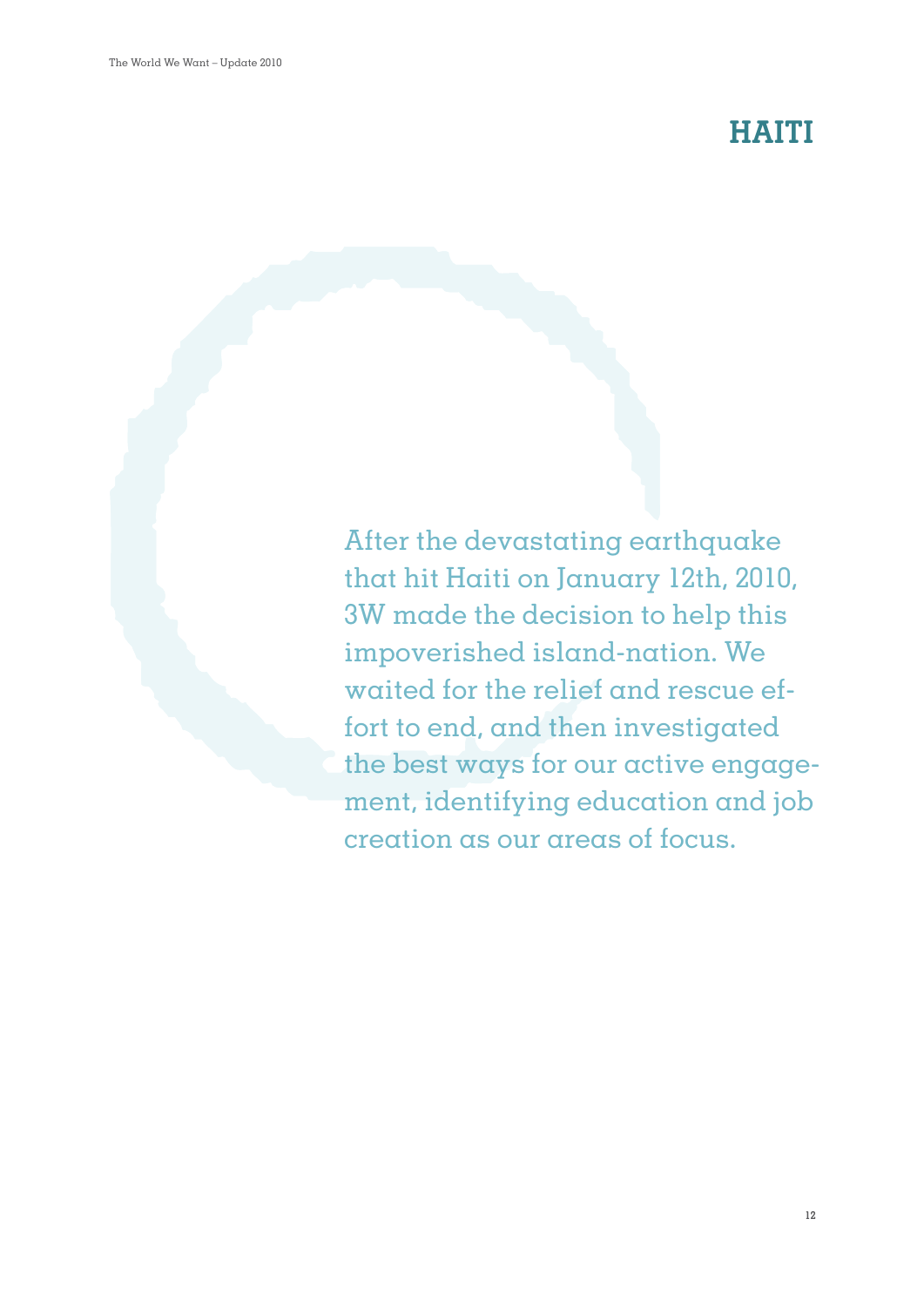# HAITI

After the devastating earthquake that hit Haiti on January 12th, 2010, 3W made the decision to help this impoverished island-nation. We waited for the relief and rescue effort to end, and then investigated the best ways for our active engagement, identifying education and job creation as our areas of focus.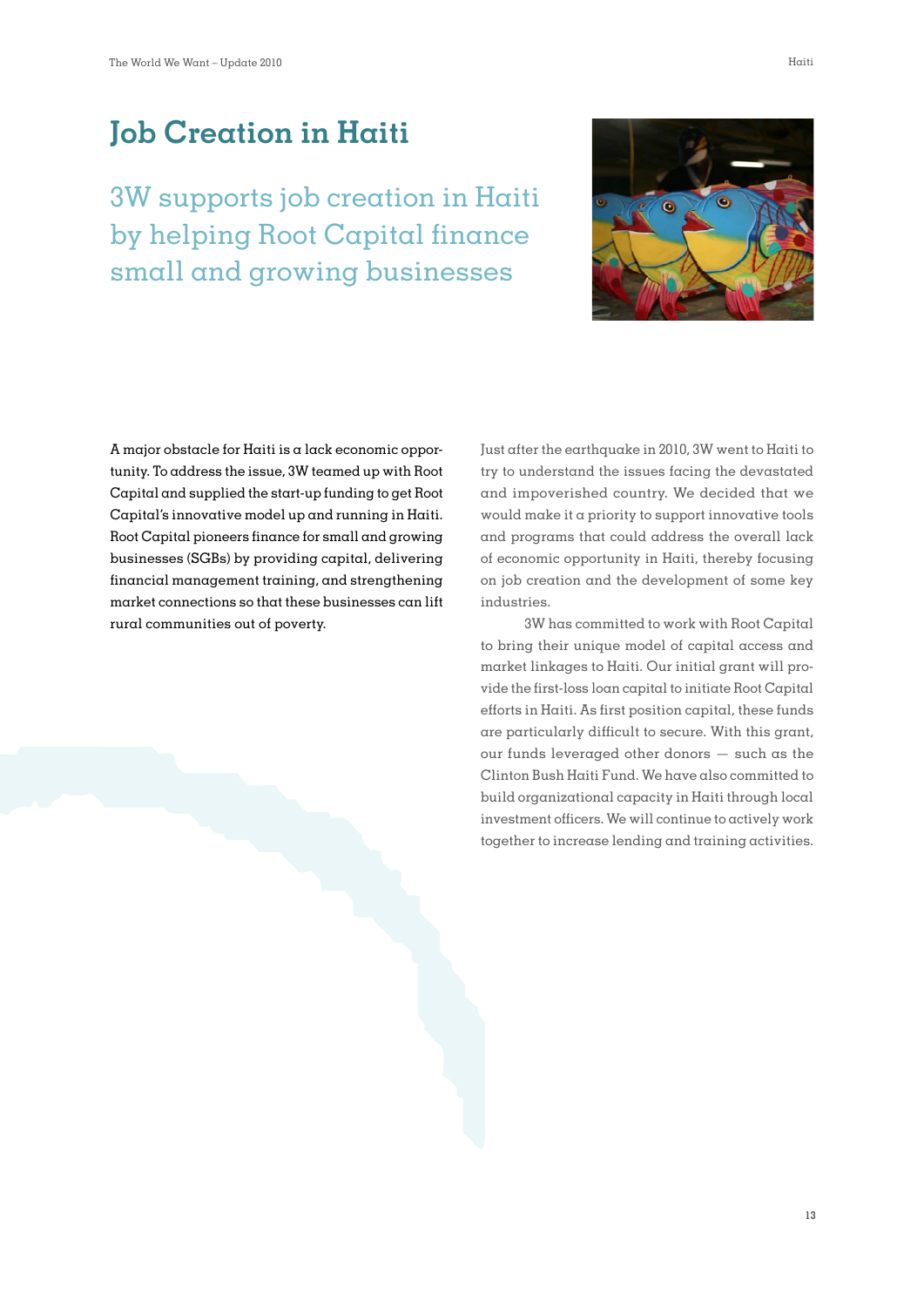# Job Creation in Haiti

## 3W supports job creation in Haiti by helping Root Capital finance small and growing businesses

A major obstacle for Haiti is a lack economic opportunity. To address the issue, 3W teamed up with Root Capital and supplied the start-up funding to get Root Capital's innovative model up and running in Haiti. Root Capital pioneers finance for small and growing businesses (SGBs) by providing capital, delivering financial management training, and strengthening market connections so that these businesses can lift rural communities out of poverty.

Just after the earthquake in 2010, 3W went to Haiti to try to understand the issues facing the devastated and impoverished country. We decided that we would make it a priority to support innovative tools and programs that could address the overall lack of economic opportunity in Haiti, thereby focusing on job creation and the development of some key industries.

3W has committed to work with Root Capital to bring their unique model of capital access and market linkages to Haiti. Our initial grant will provide the first-loss loan capital to initiate Root Capital efforts in Haiti. As first position capital, these funds are particularly difficult to secure. With this grant, our funds leveraged other donors — such as the Clinton Bush Haiti Fund. We have also committed to build organizational capacity in Haiti through local investment officers. We will continue to actively work together to increase lending and training activities.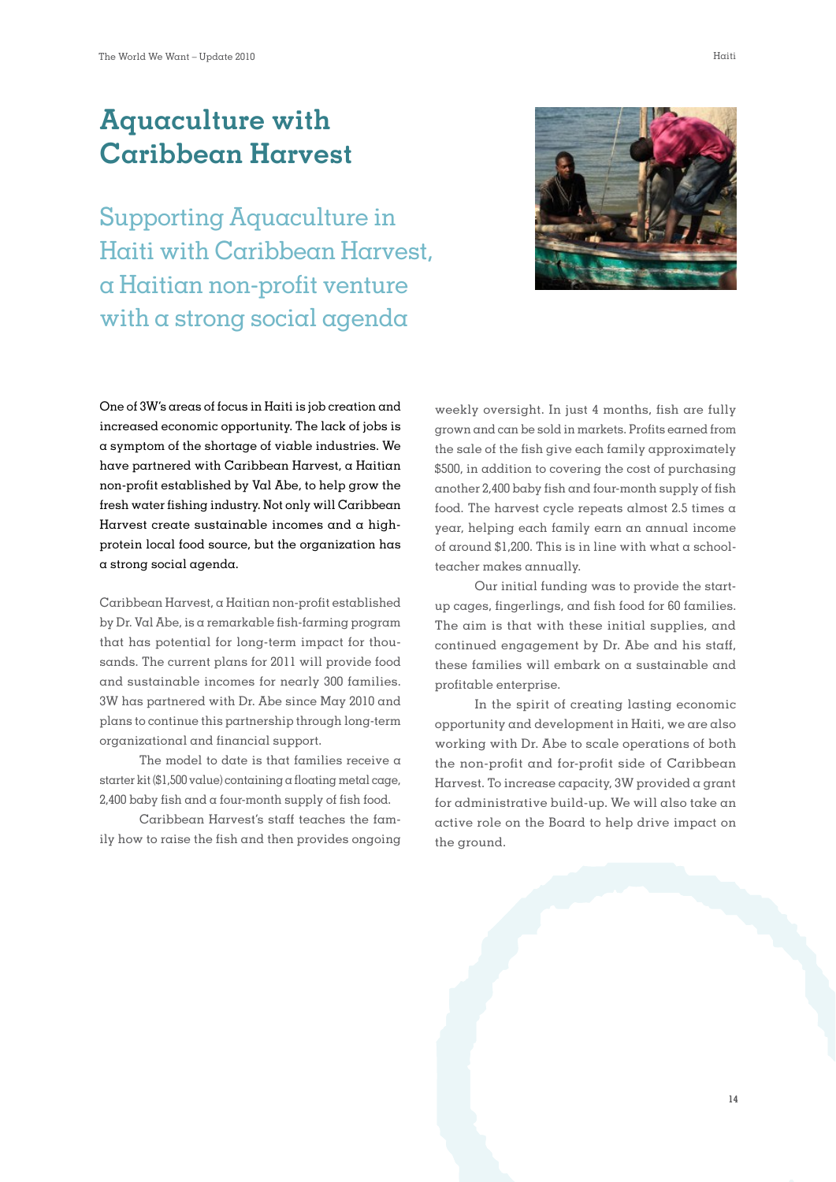# Aquaculture with Caribbean Harvest

## Supporting Aquaculture in Haiti with Caribbean Harvest, a Haitian non-profit venture with a strong social agenda

One of 3W's areas of focus in Haiti is job creation and increased economic opportunity. The lack of jobs is a symptom of the shortage of viable industries. We have partnered with Caribbean Harvest, a Haitian non-profit established by Val Abe, to help grow the fresh water fishing industry. Not only will Caribbean Harvest create sustainable incomes and a high-protein local food source, but the organization has a strong social agenda.

Caribbean Harvest, a Haitian non-profit established by Dr. Val Abe, is a remarkable fish-farming program that has potential for long-term impact for thousands. The current plans for 2011 will provide food and sustainable incomes for nearly 300 families. 3W has partnered with Dr. Abe since May 2010 and plans to continue this partnership through long-term organizational and financial support.

The model to date is that families receive a starter kit ($1,500 value) containing a floating metal cage, 2,400 baby fish and a four-month supply of fish food.

Caribbean Harvest's staff teaches the family how to raise the fish and then provides ongoing weekly oversight. In just 4 months, fish are fully grown and can be sold in markets. Profits earned from the sale of the fish give each family approximately $500, in addition to covering the cost of purchasing another 2,400 baby fish and four-month supply of fish food. The harvest cycle repeats almost 2.5 times a year, helping each family earn an annual income of around $1,200. This is in line with what a school-teacher makes annually.

Our initial funding was to provide the start-up cages, fingerlings, and fish food for 60 families. The aim is that with these initial supplies, and continued engagement by Dr. Abe and his staff, these families will embark on a sustainable and profitable enterprise.

In the spirit of creating lasting economic opportunity and development in Haiti, we are also working with Dr. Abe to scale operations of both the non-profit and for-profit side of Caribbean Harvest. To increase capacity, 3W provided a grant for administrative build-up. We will also take an active role on the Board to help drive impact on the ground.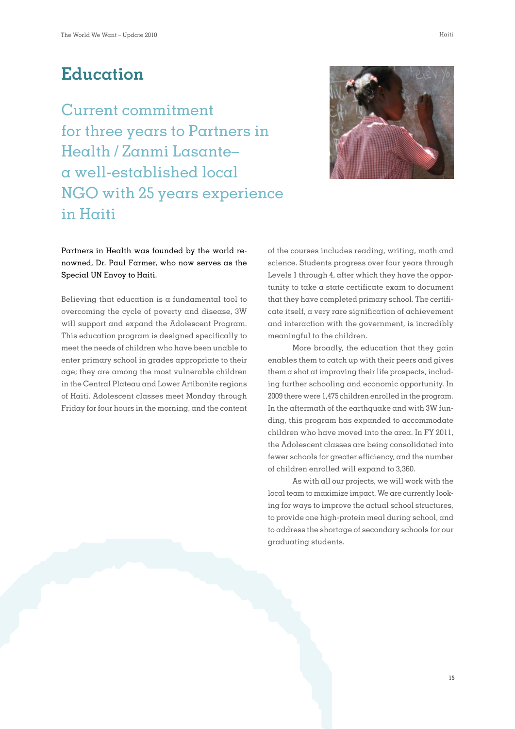## Education

### Current commitment for three years to Partners in Health / Zanmi Lasante–a well-established local NGO with 25 years experience in Haiti

Partners in Health was founded by the world renowned, Dr. Paul Farmer, who now serves as the Special UN Envoy to Haiti.

Believing that education is a fundamental tool to overcoming the cycle of poverty and disease, 3W will support and expand the Adolescent Program. This education program is designed specifically to meet the needs of children who have been unable to enter primary school in grades appropriate to their age; they are among the most vulnerable children in the Central Plateau and Lower Artibonite regions of Haiti. Adolescent classes meet Monday through Friday for four hours in the morning, and the content of the courses includes reading, writing, math and science. Students progress over four years through Levels 1 through 4, after which they have the opportunity to take a state certificate exam to document that they have completed primary school. The certificate itself, a very rare signification of achievement and interaction with the government, is incredibly meaningful to the children.

More broadly, the education that they gain enables them to catch up with their peers and gives them a shot at improving their life prospects, including further schooling and economic opportunity. In 2009 there were 1,475 children enrolled in the program. In the aftermath of the earthquake and with 3W funding, this program has expanded to accommodate children who have moved into the area. In FY 2011, the Adolescent classes are being consolidated into fewer schools for greater efficiency, and the number of children enrolled will expand to 3,360.

As with all our projects, we will work with the local team to maximize impact. We are currently looking for ways to improve the actual school structures, to provide one high-protein meal during school, and to address the shortage of secondary schools for our graduating students.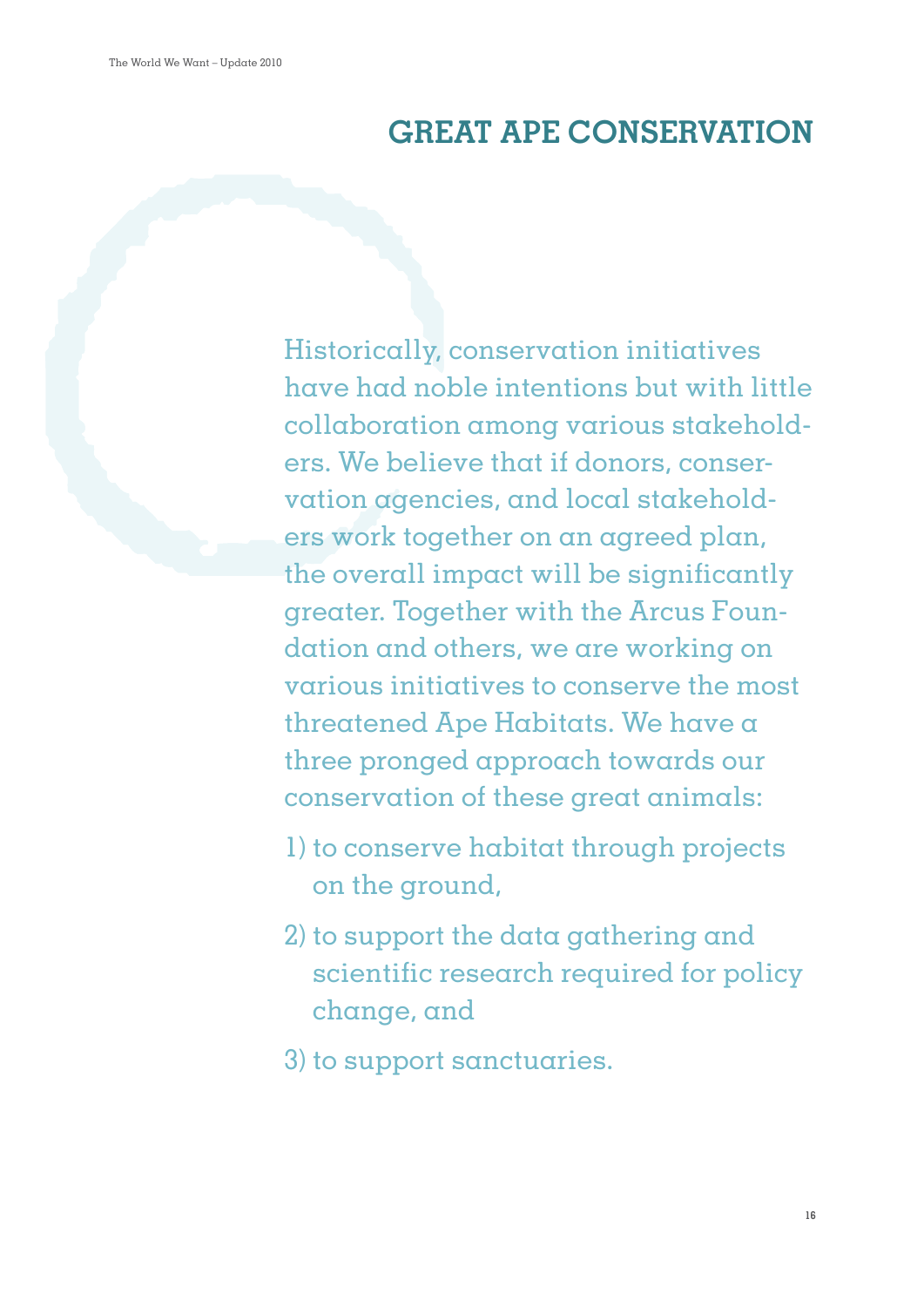## GREAT APE CONSERVATION

Historically, conservation initiatives have had noble intentions but with little collaboration among various stakeholders. We believe that if donors, conservation agencies, and local stakeholders work together on an agreed plan, the overall impact will be significantly greater. Together with the Arcus Foundation and others, we are working on various initiatives to conserve the most threatened Ape Habitats. We have a three pronged approach towards our conservation of these great animals:

1) to conserve habitat through projects on the ground,
2) to support the data gathering and scientific research required for policy change, and
3) to support sanctuaries.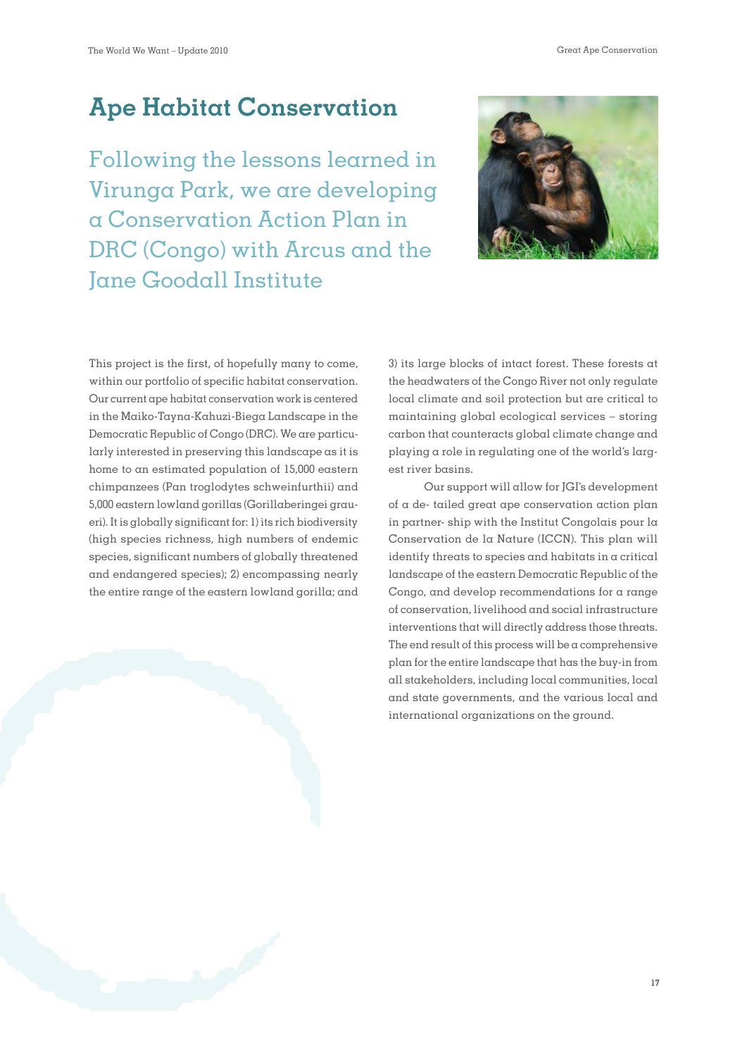# Ape Habitat Conservation

## Following the lessons learned in Virunga Park, we are developing a Conservation Action Plan in DRC (Congo) with Arcus and the Jane Goodall Institute

This project is the first, of hopefully many to come, within our portfolio of specific habitat conservation. Our current ape habitat conservation work is centered in the Maiko-Tayna-Kahuzi-Biega Landscape in the Democratic Republic of Congo (DRC). We are particularly interested in preserving this landscape as it is home to an estimated population of 15,000 eastern chimpanzees (Pan troglodytes schweinfurthii) and 5,000 eastern lowland gorillas (Gorillaberingei graueri). It is globally significant for: 1) its rich biodiversity (high species richness, high numbers of endemic species, significant numbers of globally threatened and endangered species); 2) encompassing nearly the entire range of the eastern lowland gorilla; and 3) its large blocks of intact forest. These forests at the headwaters of the Congo River not only regulate local climate and soil protection but are critical to maintaining global ecological services – storing carbon that counteracts global climate change and playing a role in regulating one of the world's largest river basins.

Our support will allow for JGI's development of a de- tailed great ape conservation action plan in partner- ship with the Institut Congolais pour la Conservation de la Nature (ICCN). This plan will identify threats to species and habitats in a critical landscape of the eastern Democratic Republic of the Congo, and develop recommendations for a range of conservation, livelihood and social infrastructure interventions that will directly address those threats. The end result of this process will be a comprehensive plan for the entire landscape that has the buy-in from all stakeholders, including local communities, local and state governments, and the various local and international organizations on the ground.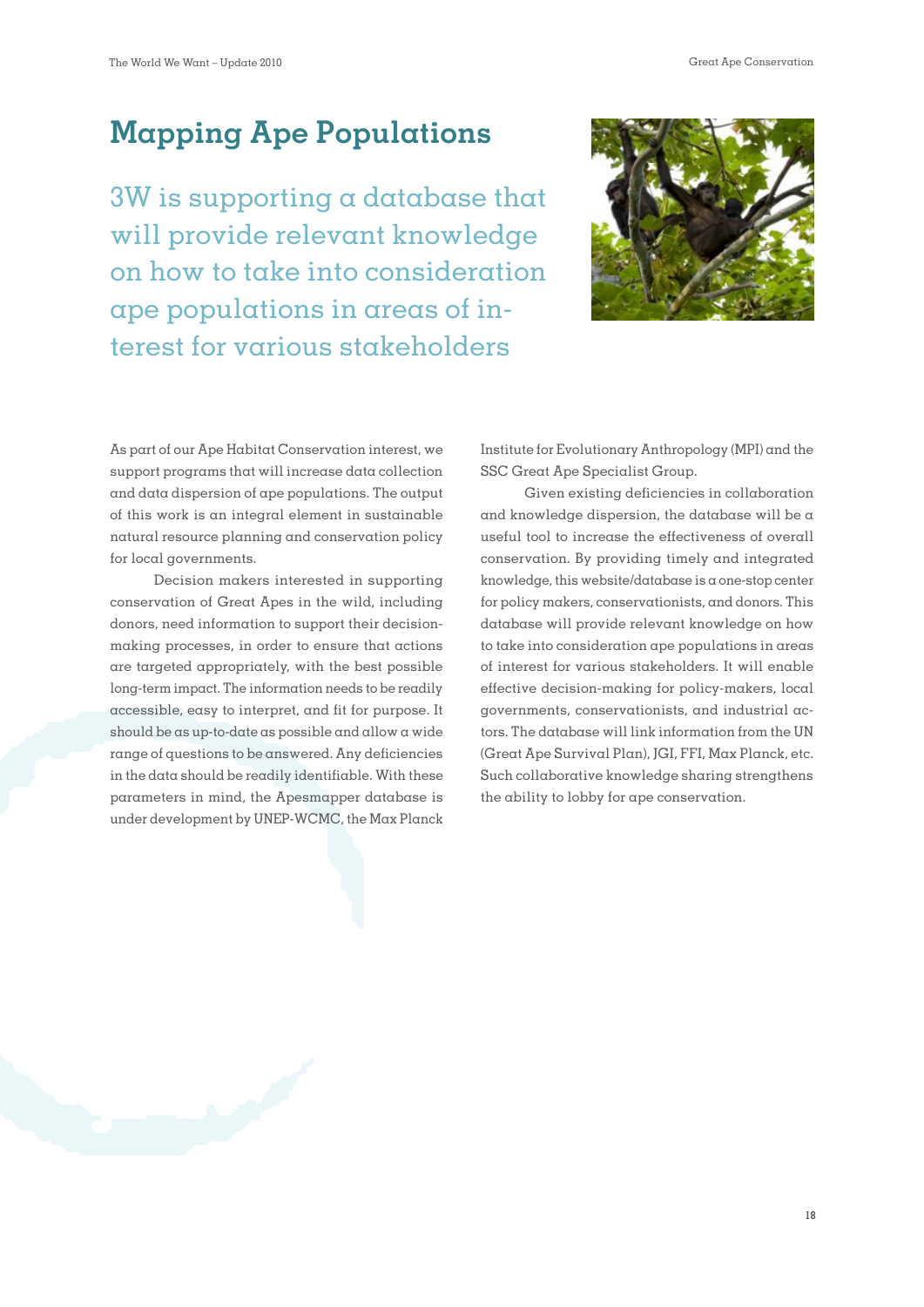# Mapping Ape Populations

## 3W is supporting a database that will provide relevant knowledge on how to take into consideration ape populations in areas of interest for various stakeholders

As part of our Ape Habitat Conservation interest, we support programs that will increase data collection and data dispersion of ape populations. The output of this work is an integral element in sustainable natural resource planning and conservation policy for local governments.

Decision makers interested in supporting conservation of Great Apes in the wild, including donors, need information to support their decision-making processes, in order to ensure that actions are targeted appropriately, with the best possible long-term impact. The information needs to be readily accessible, easy to interpret, and fit for purpose. It should be as up-to-date as possible and allow a wide range of questions to be answered. Any deficiencies in the data should be readily identifiable. With these parameters in mind, the Apesmapper database is under development by UNEP-WCMC, the Max Planck Institute for Evolutionary Anthropology (MPI) and the SSC Great Ape Specialist Group.

Given existing deficiencies in collaboration and knowledge dispersion, the database will be a useful tool to increase the effectiveness of overall conservation. By providing timely and integrated knowledge, this website/database is a one-stop center for policy makers, conservationists, and donors. This database will provide relevant knowledge on how to take into consideration ape populations in areas of interest for various stakeholders. It will enable effective decision-making for policy-makers, local governments, conservationists, and industrial actors. The database will link information from the UN (Great Ape Survival Plan), JGI, FFI, Max Planck, etc. Such collaborative knowledge sharing strengthens the ability to lobby for ape conservation.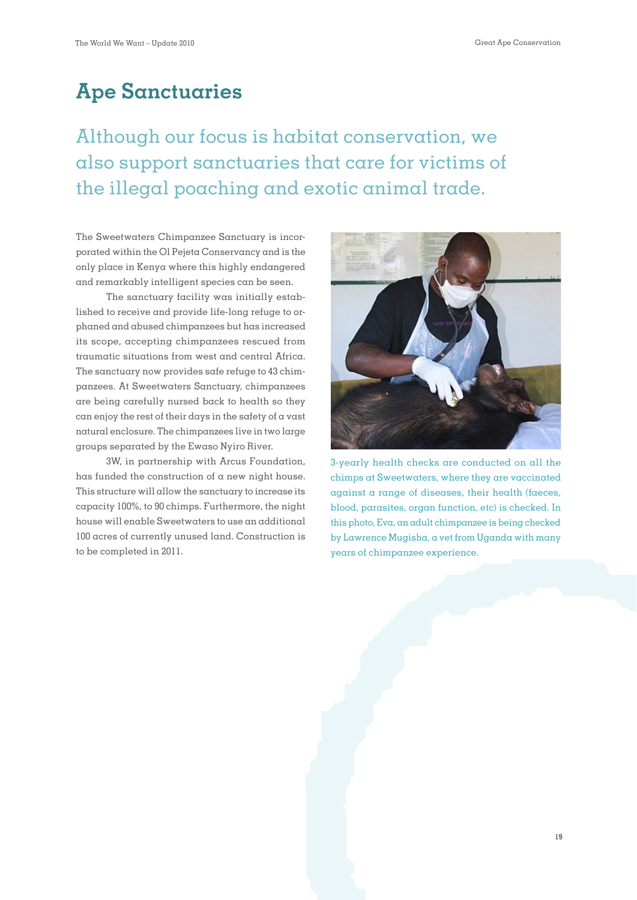# Ape Sanctuaries

## Although our focus is habitat conservation, we also support sanctuaries that care for victims of the illegal poaching and exotic animal trade.

The Sweetwaters Chimpanzee Sanctuary is incorporated within the Ol Pejeta Conservancy and is the only place in Kenya where this highly endangered and remarkably intelligent species can be seen.

The sanctuary facility was initially established to receive and provide life-long refuge to orphaned and abused chimpanzees but has increased its scope, accepting chimpanzees rescued from traumatic situations from west and central Africa. The sanctuary now provides safe refuge to 43 chimpanzees. At Sweetwaters Sanctuary, chimpanzees are being carefully nursed back to health so they can enjoy the rest of their days in the safety of a vast natural enclosure. The chimpanzees live in two large groups separated by the Ewaso Nyiro River.

3W, in partnership with Arcus Foundation, has funded the construction of a new night house. This structure will allow the sanctuary to increase its capacity 100%, to 90 chimps. Furthermore, the night house will enable Sweetwaters to use an additional 100 acres of currently unused land. Construction is to be completed in 2011.

3-yearly health checks are conducted on all the chimps at Sweetwaters, where they are vaccinated against a range of diseases, their health (faeces, blood, parasites, organ function, etc) is checked. In this photo, Eva, an adult chimpanzee is being checked by Lawrence Mugisha, a vet from Uganda with many years of chimpanzee experience.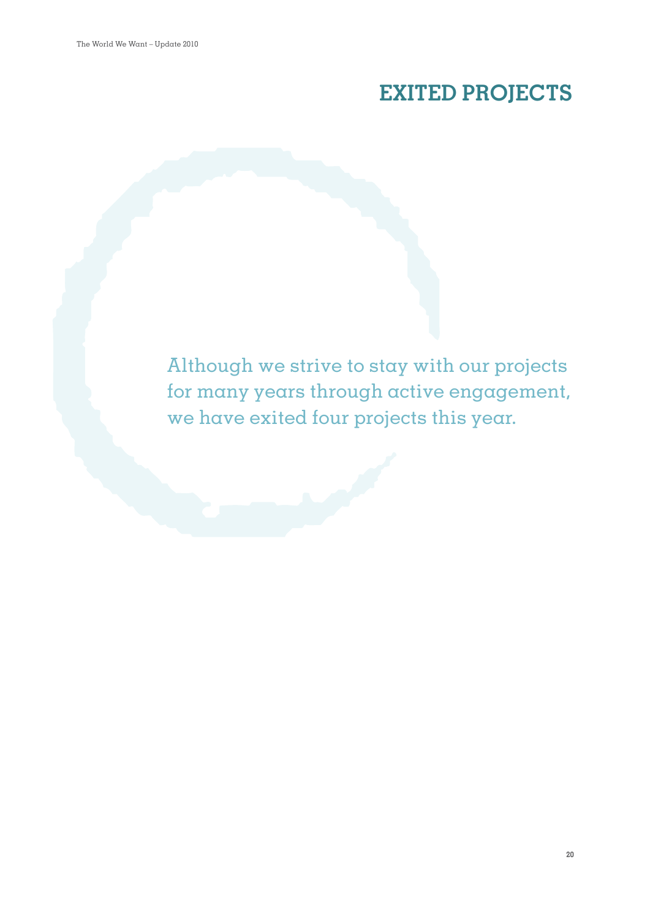# EXITED PROJECTS

Although we strive to stay with our projects for many years through active engagement, we have exited four projects this year.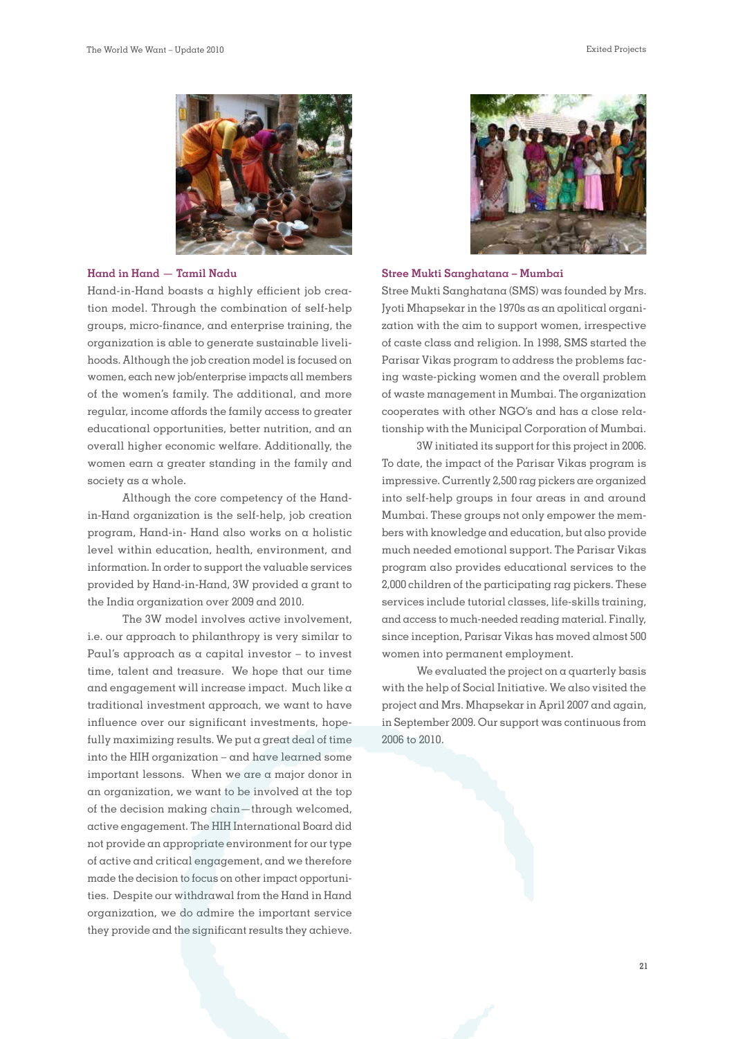### Hand in Hand — Tamil Nadu

Hand-in-Hand boasts a highly efficient job creation model. Through the combination of self-help groups, micro-finance, and enterprise training, the organization is able to generate sustainable livelihoods. Although the job creation model is focused on women, each new job/enterprise impacts all members of the women's family. The additional, and more regular, income affords the family access to greater educational opportunities, better nutrition, and an overall higher economic welfare. Additionally, the women earn a greater standing in the family and society as a whole.

Although the core competency of the Hand-in-Hand organization is the self-help, job creation program, Hand-in- Hand also works on a holistic level within education, health, environment, and information. In order to support the valuable services provided by Hand-in-Hand, 3W provided a grant to the India organization over 2009 and 2010.

The 3W model involves active involvement, i.e. our approach to philanthropy is very similar to Paul's approach as a capital investor – to invest time, talent and treasure. We hope that our time and engagement will increase impact. Much like a traditional investment approach, we want to have influence over our significant investments, hopefully maximizing results. We put a great deal of time into the HIH organization – and have learned some important lessons. When we are a major donor in an organization, we want to be involved at the top of the decision making chain—through welcomed, active engagement. The HIH International Board did not provide an appropriate environment for our type of active and critical engagement, and we therefore made the decision to focus on other impact opportunities. Despite our withdrawal from the Hand in Hand organization, we do admire the important service they provide and the significant results they achieve.

### Stree Mukti Sanghatana – Mumbai

Stree Mukti Sanghatana (SMS) was founded by Mrs. Jyoti Mhapsekar in the 1970s as an apolitical organization with the aim to support women, irrespective of caste class and religion. In 1998, SMS started the Parisar Vikas program to address the problems facing waste-picking women and the overall problem of waste management in Mumbai. The organization cooperates with other NGO's and has a close relationship with the Municipal Corporation of Mumbai.

3W initiated its support for this project in 2006. To date, the impact of the Parisar Vikas program is impressive. Currently 2,500 rag pickers are organized into self-help groups in four areas in and around Mumbai. These groups not only empower the members with knowledge and education, but also provide much needed emotional support. The Parisar Vikas program also provides educational services to the 2,000 children of the participating rag pickers. These services include tutorial classes, life-skills training, and access to much-needed reading material. Finally, since inception, Parisar Vikas has moved almost 500 women into permanent employment.

We evaluated the project on a quarterly basis with the help of Social Initiative. We also visited the project and Mrs. Mhapsekar in April 2007 and again, in September 2009. Our support was continuous from 2006 to 2010.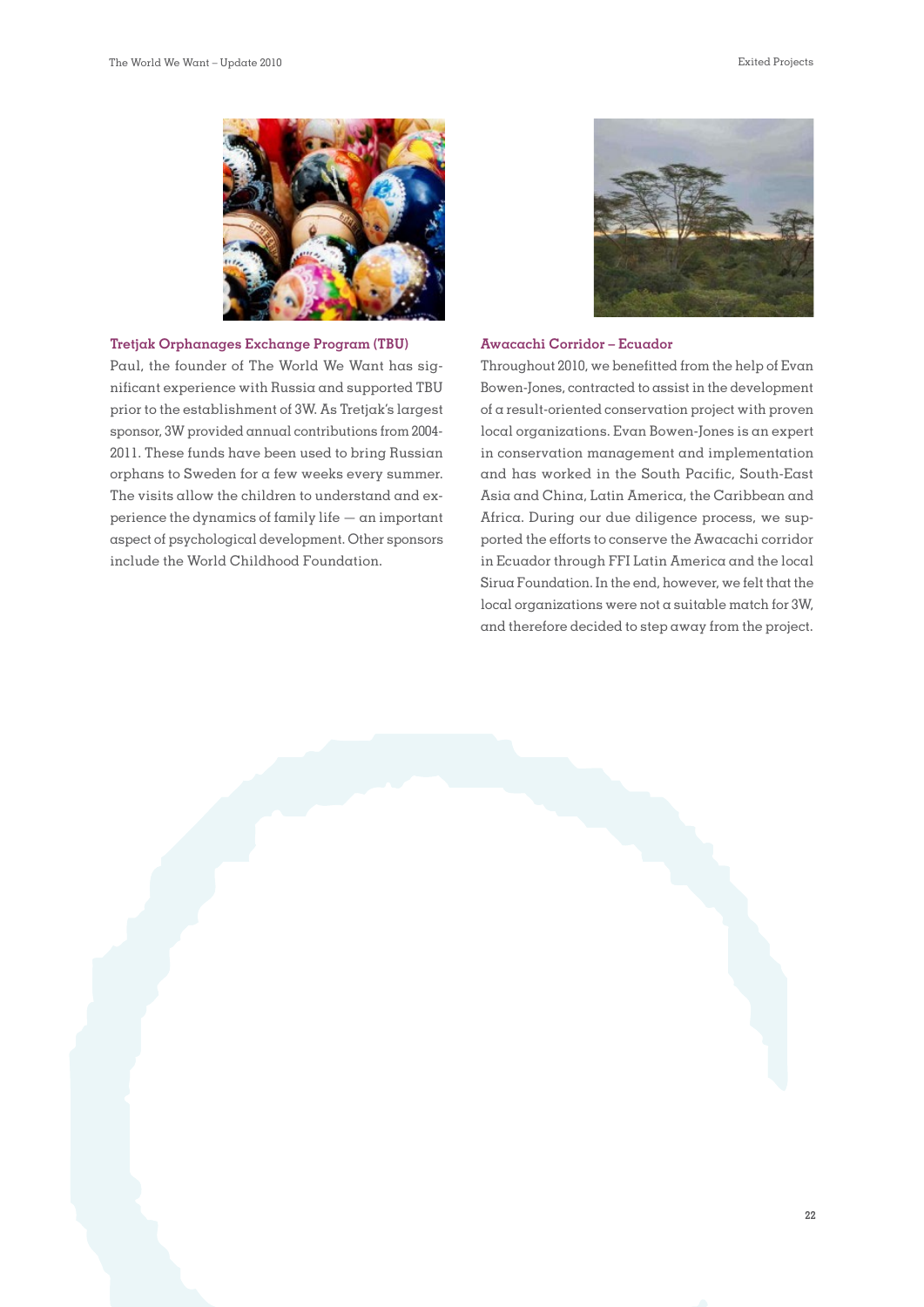### Tretjak Orphanages Exchange Program (TBU)

Paul, the founder of The World We Want has significant experience with Russia and supported TBU prior to the establishment of 3W. As Tretjak's largest sponsor, 3W provided annual contributions from 2004-2011. These funds have been used to bring Russian orphans to Sweden for a few weeks every summer. The visits allow the children to understand and experience the dynamics of family life — an important aspect of psychological development. Other sponsors include the World Childhood Foundation.

### Awacachi Corridor – Ecuador

Throughout 2010, we benefitted from the help of Evan Bowen-Jones, contracted to assist in the development of a result-oriented conservation project with proven local organizations. Evan Bowen-Jones is an expert in conservation management and implementation and has worked in the South Pacific, South-East Asia and China, Latin America, the Caribbean and Africa. During our due diligence process, we supported the efforts to conserve the Awacachi corridor in Ecuador through FFI Latin America and the local Sirua Foundation. In the end, however, we felt that the local organizations were not a suitable match for 3W, and therefore decided to step away from the project.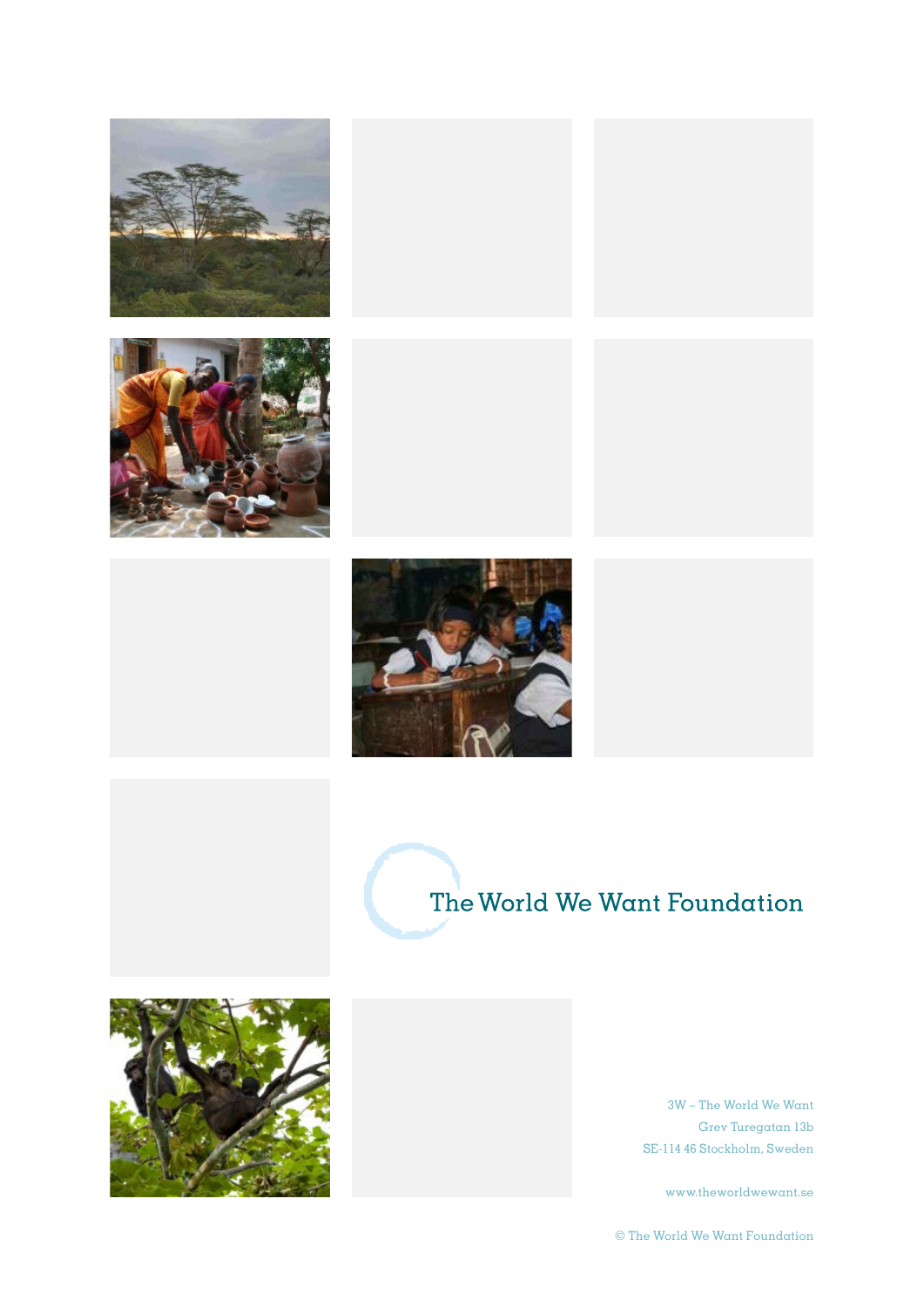The World We Want Foundation

3W – The World We Want
Grev Turegatan 13b
SE-114 46 Stockholm, Sweden

www.theworldwewant.se

© The World We Want Foundation